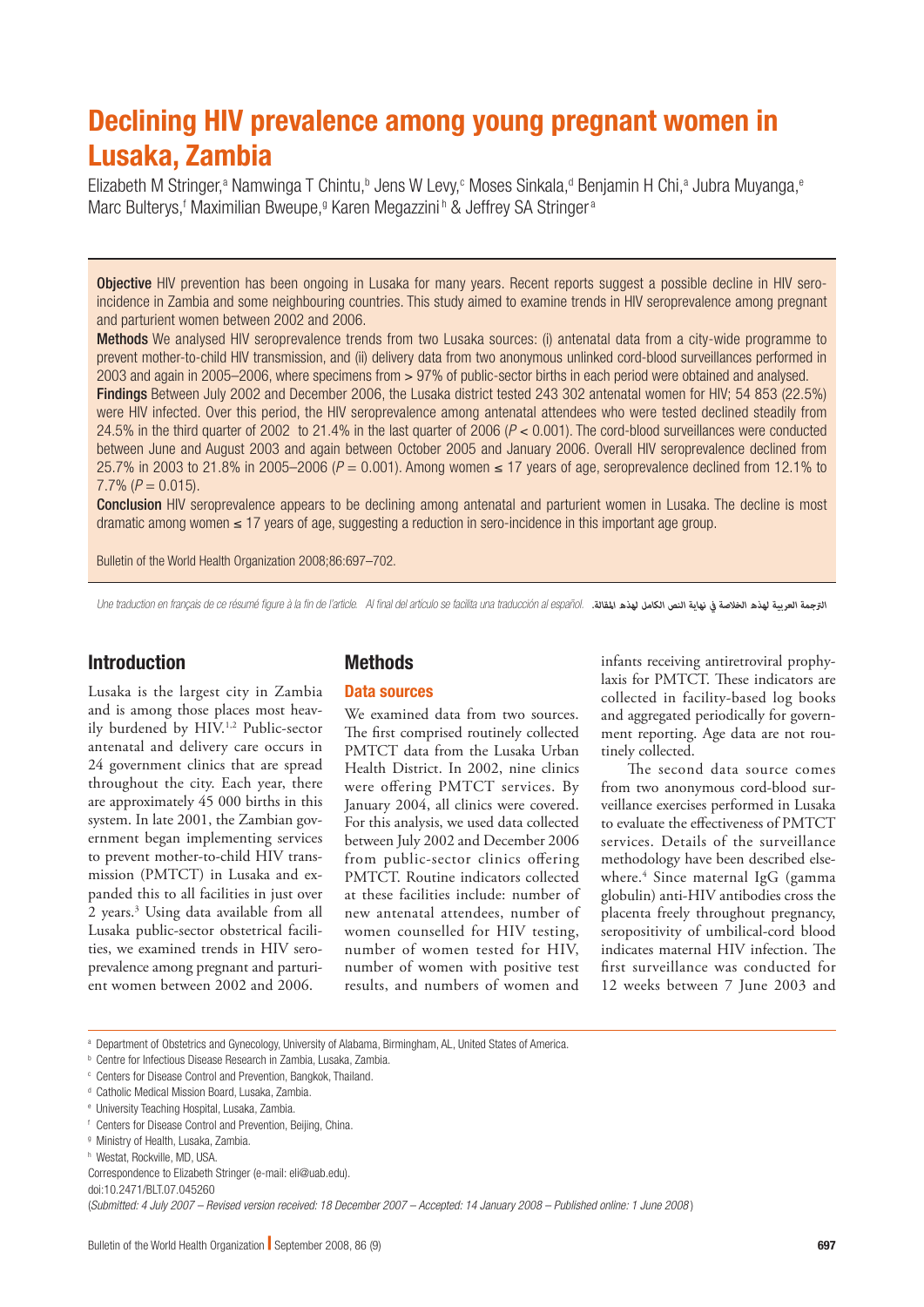# Declining HIV prevalence among young pregnant women in Lusaka, Zambia

Elizabeth M Stringer,[a] Namwinga T Chintu,[b] Jens W Levy,[c] Moses Sinkala,[d] Benjamin H Chi,[a] Jubra Muyanga,[e] Marc Bulterys,[f] Maximilian Bweupe,[g] Karen Megazzini[h] & Jeffrey SA Stringer[a]

**Objective** HIV prevention has been ongoing in Lusaka for many years. Recent reports suggest a possible decline in HIV sero-incidence in Zambia and some neighbouring countries. This study aimed to examine trends in HIV seroprevalence among pregnant and parturient women between 2002 and 2006.

**Methods** We analysed HIV seroprevalence trends from two Lusaka sources: (i) antenatal data from a city-wide programme to prevent mother-to-child HIV transmission, and (ii) delivery data from two anonymous unlinked cord-blood surveillances performed in 2003 and again in 2005–2006, where specimens from > 97% of public-sector births in each period were obtained and analysed.

**Findings** Between July 2002 and December 2006, the Lusaka district tested 243 302 antenatal women for HIV; 54 853 (22.5%) were HIV infected. Over this period, the HIV seroprevalence among antenatal attendees who were tested declined steadily from 24.5% in the third quarter of 2002 to 21.4% in the last quarter of 2006 ($P < 0.001$). The cord-blood surveillances were conducted between June and August 2003 and again between October 2005 and January 2006. Overall HIV seroprevalence declined from 25.7% in 2003 to 21.8% in 2005–2006 ($P = 0.001$). Among women ≤ 17 years of age, seroprevalence declined from 12.1% to 7.7% ($P = 0.015$).

**Conclusion** HIV seroprevalence appears to be declining among antenatal and parturient women in Lusaka. The decline is most dramatic among women ≤ 17 years of age, suggesting a reduction in sero-incidence in this important age group.

Bulletin of the World Health Organization 2008;86:697–702.

*Une traduction en français de ce résumé figure à la fin de l'article. Al final del artículo se facilita una traducción al español.* الترجمة العربية لهذه الخلاصة في نهاية النص الكامل لهذه المقالة.

## Introduction

Lusaka is the largest city in Zambia and is among those places most heavily burdened by HIV.[1,2] Public-sector antenatal and delivery care occurs in 24 government clinics that are spread throughout the city. Each year, there are approximately 45 000 births in this system. In late 2001, the Zambian government began implementing services to prevent mother-to-child HIV transmission (PMTCT) in Lusaka and expanded this to all facilities in just over 2 years.[3] Using data available from all Lusaka public-sector obstetrical facilities, we examined trends in HIV seroprevalence among pregnant and parturient women between 2002 and 2006.

## Methods

### Data sources

We examined data from two sources. The first comprised routinely collected PMTCT data from the Lusaka Urban Health District. In 2002, nine clinics were offering PMTCT services. By January 2004, all clinics were covered. For this analysis, we used data collected between July 2002 and December 2006 from public-sector clinics offering PMTCT. Routine indicators collected at these facilities include: number of new antenatal attendees, number of women counselled for HIV testing, number of women tested for HIV, number of women with positive test results, and numbers of women and infants receiving antiretroviral prophylaxis for PMTCT. These indicators are collected in facility-based log books and aggregated periodically for government reporting. Age data are not routinely collected.

The second data source comes from two anonymous cord-blood surveillance exercises performed in Lusaka to evaluate the effectiveness of PMTCT services. Details of the surveillance methodology have been described elsewhere.[4] Since maternal IgG (gamma globulin) anti-HIV antibodies cross the placenta freely throughout pregnancy, seropositivity of umbilical-cord blood indicates maternal HIV infection. The first surveillance was conducted for 12 weeks between 7 June 2003 and

---

[a] Department of Obstetrics and Gynecology, University of Alabama, Birmingham, AL, United States of America.
[b] Centre for Infectious Disease Research in Zambia, Lusaka, Zambia.
[c] Centers for Disease Control and Prevention, Bangkok, Thailand.
[d] Catholic Medical Mission Board, Lusaka, Zambia.
[e] University Teaching Hospital, Lusaka, Zambia.
[f] Centers for Disease Control and Prevention, Beijing, China.
[g] Ministry of Health, Lusaka, Zambia.
[h] Westat, Rockville, MD, USA.

Correspondence to Elizabeth Stringer (e-mail: eli@uab.edu).

doi:10.2471/BLT.07.045260

(*Submitted: 4 July 2007 – Revised version received: 18 December 2007 – Accepted: 14 January 2008 – Published online: 1 June 2008*)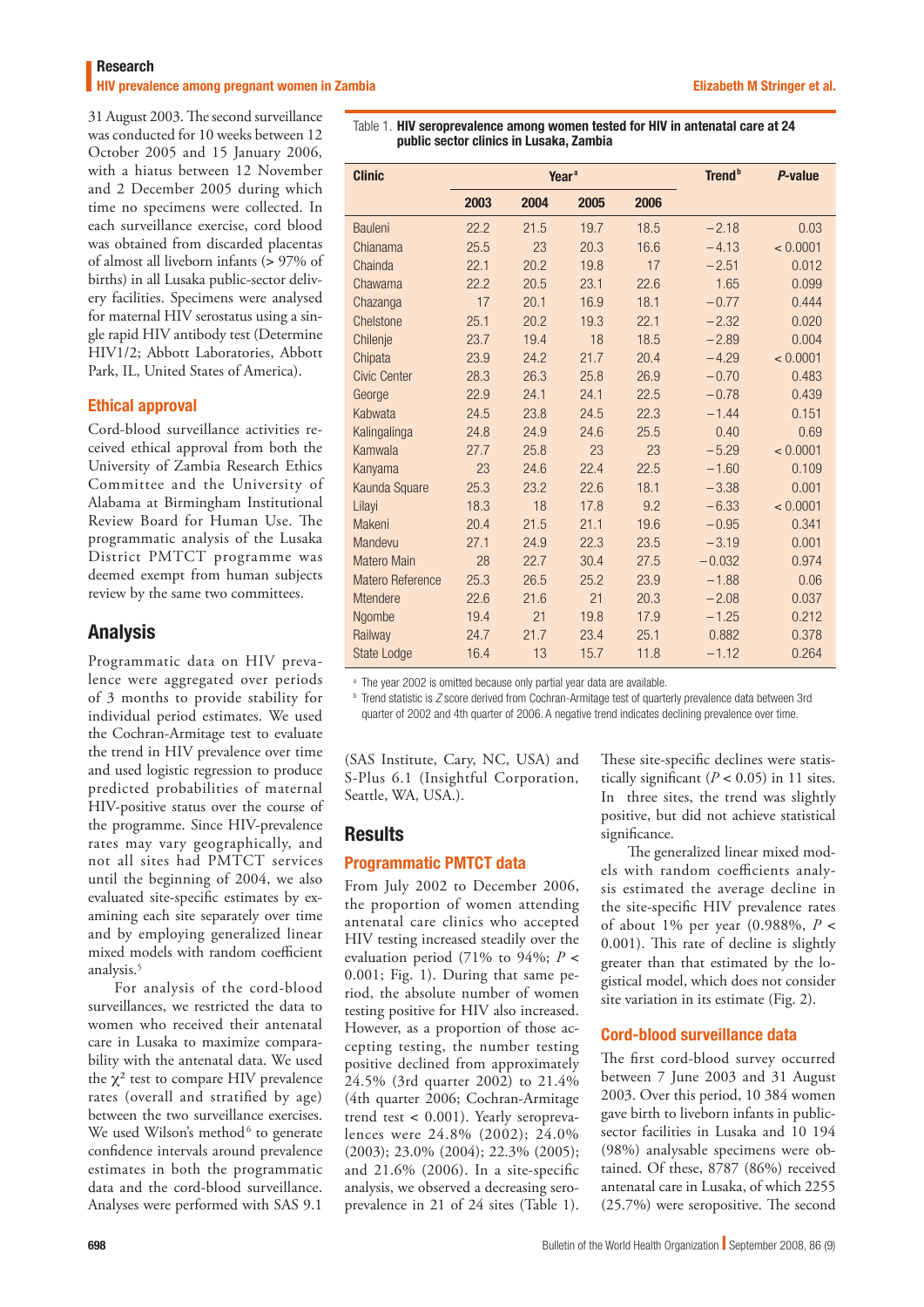31 August 2003. The second surveillance was conducted for 10 weeks between 12 October 2005 and 15 January 2006, with a hiatus between 12 November and 2 December 2005 during which time no specimens were collected. In each surveillance exercise, cord blood was obtained from discarded placentas of almost all liveborn infants (> 97% of births) in all Lusaka public-sector delivery facilities. Specimens were analysed for maternal HIV serostatus using a single rapid HIV antibody test (Determine HIV1/2; Abbott Laboratories, Abbott Park, IL, United States of America).

### Ethical approval

Cord-blood surveillance activities received ethical approval from both the University of Zambia Research Ethics Committee and the University of Alabama at Birmingham Institutional Review Board for Human Use. The programmatic analysis of the Lusaka District PMTCT programme was deemed exempt from human subjects review by the same two committees.

## Analysis

Programmatic data on HIV prevalence were aggregated over periods of 3 months to provide stability for individual period estimates. We used the Cochran-Armitage test to evaluate the trend in HIV prevalence over time and used logistic regression to produce predicted probabilities of maternal HIV-positive status over the course of the programme. Since HIV-prevalence rates may vary geographically, and not all sites had PMTCT services until the beginning of 2004, we also evaluated site-specific estimates by examining each site separately over time and by employing generalized linear mixed models with random coefficient analysis.[5]

For analysis of the cord-blood surveillances, we restricted the data to women who received their antenatal care in Lusaka to maximize comparability with the antenatal data. We used the $\chi^2$ test to compare HIV prevalence rates (overall and stratified by age) between the two surveillance exercises. We used Wilson's method[6] to generate confidence intervals around prevalence estimates in both the programmatic data and the cord-blood surveillance. Analyses were performed with SAS 9.1 (SAS Institute, Cary, NC, USA) and S-Plus 6.1 (Insightful Corporation, Seattle, WA, USA.).

Table 1. **HIV seroprevalence among women tested for HIV in antenatal care at 24 public sector clinics in Lusaka, Zambia**

| Clinic | Year[a] | | | | Trend[b] | *P*-value |
|---|---|---|---|---|---|---|
| | 2003 | 2004 | 2005 | 2006 | | |
| Bauleni | 22.2 | 21.5 | 19.7 | 18.5 | −2.18 | 0.03 |
| Chianama | 25.5 | 23 | 20.3 | 16.6 | −4.13 | < 0.0001 |
| Chainda | 22.1 | 20.2 | 19.8 | 17 | −2.51 | 0.012 |
| Chawama | 22.2 | 20.5 | 23.1 | 22.6 | 1.65 | 0.099 |
| Chazanga | 17 | 20.1 | 16.9 | 18.1 | −0.77 | 0.444 |
| Chelstone | 25.1 | 20.2 | 19.3 | 22.1 | −2.32 | 0.020 |
| Chilenje | 23.7 | 19.4 | 18 | 18.5 | −2.89 | 0.004 |
| Chipata | 23.9 | 24.2 | 21.7 | 20.4 | −4.29 | < 0.0001 |
| Civic Center | 28.3 | 26.3 | 25.8 | 26.9 | −0.70 | 0.483 |
| George | 22.9 | 24.1 | 24.1 | 22.5 | −0.78 | 0.439 |
| Kabwata | 24.5 | 23.8 | 24.5 | 22.3 | −1.44 | 0.151 |
| Kalingalinga | 24.8 | 24.9 | 24.6 | 25.5 | 0.40 | 0.69 |
| Kamwala | 27.7 | 25.8 | 23 | 23 | −5.29 | < 0.0001 |
| Kanyama | 23 | 24.6 | 22.4 | 22.5 | −1.60 | 0.109 |
| Kaunda Square | 25.3 | 23.2 | 22.6 | 18.1 | −3.38 | 0.001 |
| Lilayi | 18.3 | 18 | 17.8 | 9.2 | −6.33 | < 0.0001 |
| Makeni | 20.4 | 21.5 | 21.1 | 19.6 | −0.95 | 0.341 |
| Mandevu | 27.1 | 24.9 | 22.3 | 23.5 | −3.19 | 0.001 |
| Matero Main | 28 | 22.7 | 30.4 | 27.5 | −0.032 | 0.974 |
| Matero Reference | 25.3 | 26.5 | 25.2 | 23.9 | −1.88 | 0.06 |
| Mtendere | 22.6 | 21.6 | 21 | 20.3 | −2.08 | 0.037 |
| Ngombe | 19.4 | 21 | 19.8 | 17.9 | −1.25 | 0.212 |
| Railway | 24.7 | 21.7 | 23.4 | 25.1 | 0.882 | 0.378 |
| State Lodge | 16.4 | 13 | 15.7 | 11.8 | −1.12 | 0.264 |

[a] The year 2002 is omitted because only partial year data are available.
[b] Trend statistic is *Z* score derived from Cochran-Armitage test of quarterly prevalence data between 3rd quarter of 2002 and 4th quarter of 2006. A negative trend indicates declining prevalence over time.

## Results

### Programmatic PMTCT data

From July 2002 to December 2006, the proportion of women attending antenatal care clinics who accepted HIV testing increased steadily over the evaluation period (71% to 94%; $P < 0.001$; Fig. 1). During that same period, the absolute number of women testing positive for HIV also increased. However, as a proportion of those accepting testing, the number testing positive declined from approximately 24.5% (3rd quarter 2002) to 21.4% (4th quarter 2006; Cochran-Armitage trend test < 0.001). Yearly seroprevalences were 24.8% (2002); 24.0% (2003); 23.0% (2004); 22.3% (2005); and 21.6% (2006). In a site-specific analysis, we observed a decreasing seroprevalence in 21 of 24 sites (Table 1). These site-specific declines were statistically significant ($P < 0.05$) in 11 sites. In three sites, the trend was slightly positive, but did not achieve statistical significance.

The generalized linear mixed models with random coefficients analysis estimated the average decline in the site-specific HIV prevalence rates of about 1% per year (0.988%, $P < 0.001$). This rate of decline is slightly greater than that estimated by the logistical model, which does not consider site variation in its estimate (Fig. 2).

### Cord-blood surveillance data

The first cord-blood survey occurred between 7 June 2003 and 31 August 2003. Over this period, 10 384 women gave birth to liveborn infants in public-sector facilities in Lusaka and 10 194 (98%) analysable specimens were obtained. Of these, 8787 (86%) received antenatal care in Lusaka, of which 2255 (25.7%) were seropositive. The second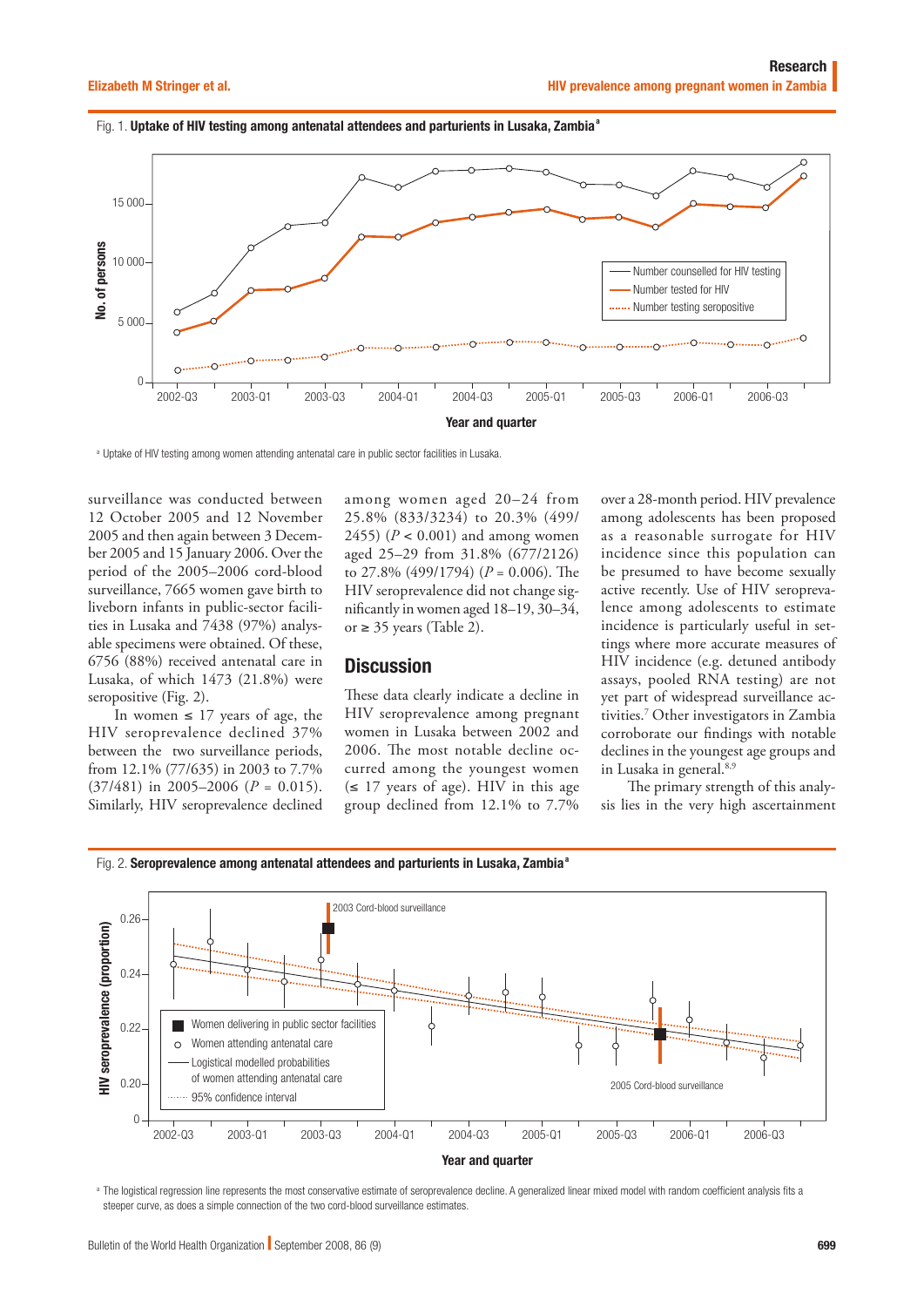Fig. 1. **Uptake of HIV testing among antenatal attendees and parturients in Lusaka, Zambia**[a]

[a] Uptake of HIV testing among women attending antenatal care in public sector facilities in Lusaka.

surveillance was conducted between 12 October 2005 and 12 November 2005 and then again between 3 December 2005 and 15 January 2006. Over the period of the 2005–2006 cord-blood surveillance, 7665 women gave birth to liveborn infants in public-sector facilities in Lusaka and 7438 (97%) analysable specimens were obtained. Of these, 6756 (88%) received antenatal care in Lusaka, of which 1473 (21.8%) were seropositive (Fig. 2).

In women ≤ 17 years of age, the HIV seroprevalence declined 37% between the two surveillance periods, from 12.1% (77/635) in 2003 to 7.7% (37/481) in 2005–2006 ($P$ = 0.015). Similarly, HIV seroprevalence declined among women aged 20–24 from 25.8% (833/3234) to 20.3% (499/2455) ($P$ < 0.001) and among women aged 25–29 from 31.8% (677/2126) to 27.8% (499/1794) ($P$ = 0.006). The HIV seroprevalence did not change significantly in women aged 18–19, 30–34, or ≥ 35 years (Table 2).

## Discussion

These data clearly indicate a decline in HIV seroprevalence among pregnant women in Lusaka between 2002 and 2006. The most notable decline occurred among the youngest women (≤ 17 years of age). HIV in this age group declined from 12.1% to 7.7% over a 28-month period. HIV prevalence among adolescents has been proposed as a reasonable surrogate for HIV incidence since this population can be presumed to have become sexually active recently. Use of HIV seroprevalence among adolescents to estimate incidence is particularly useful in settings where more accurate measures of HIV incidence (e.g. detuned antibody assays, pooled RNA testing) are not yet part of widespread surveillance activities.[7] Other investigators in Zambia corroborate our findings with notable declines in the youngest age groups and in Lusaka in general.[8,9]

The primary strength of this analysis lies in the very high ascertainment

Fig. 2. **Seroprevalence among antenatal attendees and parturients in Lusaka, Zambia**[a]

[a] The logistical regression line represents the most conservative estimate of seroprevalence decline. A generalized linear mixed model with random coefficient analysis fits a steeper curve, as does a simple connection of the two cord-blood surveillance estimates.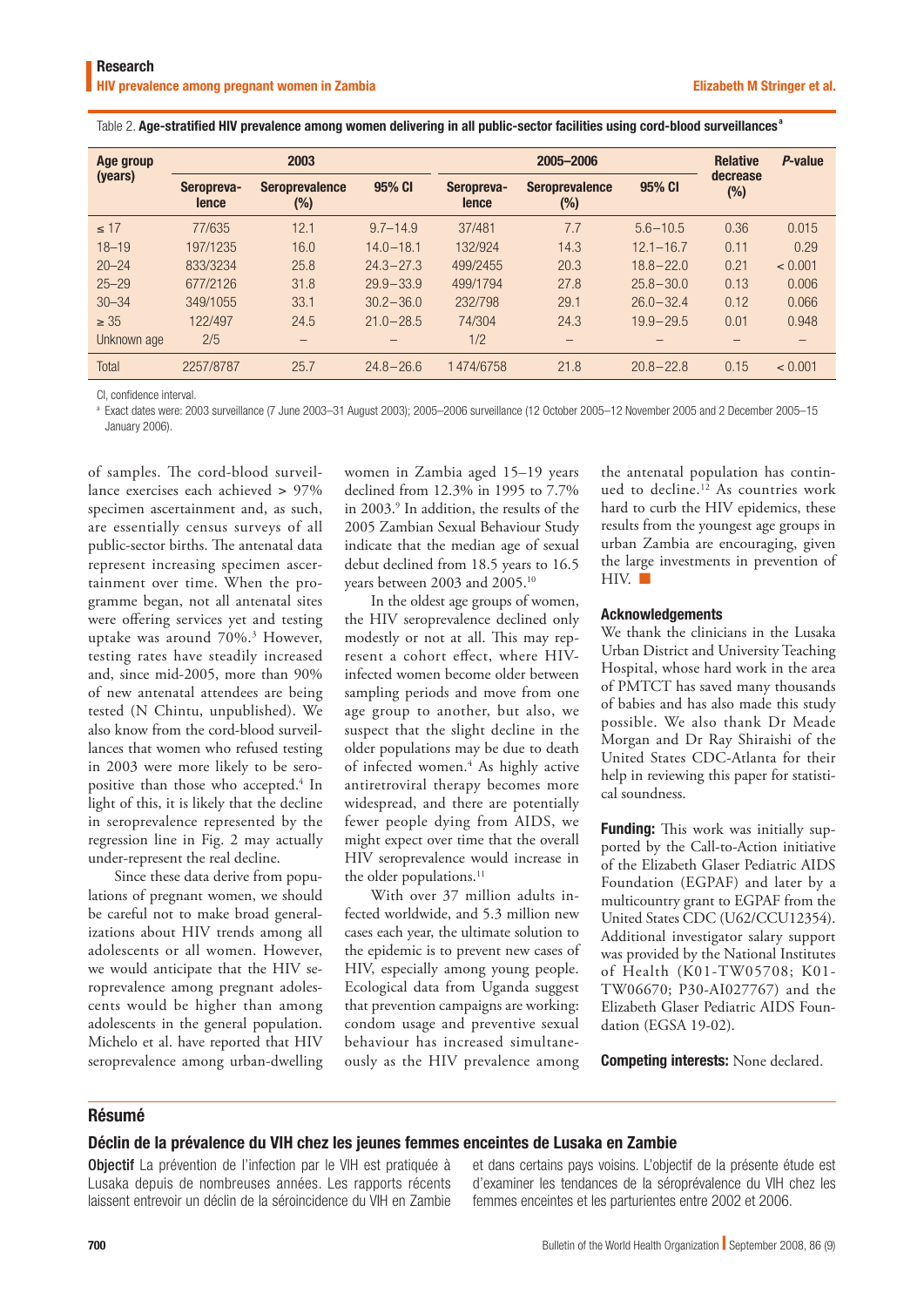Table 2. **Age-stratified HIV prevalence among women delivering in all public-sector facilities using cord-blood surveillances[a]**

| Age group (years) | 2003 | | | 2005–2006 | | | Relative decrease (%) | *P*-value |
|---|---|---|---|---|---|---|---|---|
| | Seroprevalence | Seroprevalence (%) | 95% CI | Seroprevalence | Seroprevalence (%) | 95% CI | | |
| ≤ 17 | 77/635 | 12.1 | 9.7–14.9 | 37/481 | 7.7 | 5.6–10.5 | 0.36 | 0.015 |
| 18–19 | 197/1235 | 16.0 | 14.0–18.1 | 132/924 | 14.3 | 12.1–16.7 | 0.11 | 0.29 |
| 20–24 | 833/3234 | 25.8 | 24.3–27.3 | 499/2455 | 20.3 | 18.8–22.0 | 0.21 | < 0.001 |
| 25–29 | 677/2126 | 31.8 | 29.9–33.9 | 499/1794 | 27.8 | 25.8–30.0 | 0.13 | 0.006 |
| 30–34 | 349/1055 | 33.1 | 30.2–36.0 | 232/798 | 29.1 | 26.0–32.4 | 0.12 | 0.066 |
| ≥ 35 | 122/497 | 24.5 | 21.0–28.5 | 74/304 | 24.3 | 19.9–29.5 | 0.01 | 0.948 |
| Unknown age | 2/5 | – | – | 1/2 | – | – | – | – |
| Total | 2257/8787 | 25.7 | 24.8–26.6 | 1474/6758 | 21.8 | 20.8–22.8 | 0.15 | < 0.001 |

CI, confidence interval.

[a] Exact dates were: 2003 surveillance (7 June 2003–31 August 2003); 2005–2006 surveillance (12 October 2005–12 November 2005 and 2 December 2005–15 January 2006).

of samples. The cord-blood surveillance exercises each achieved > 97% specimen ascertainment and, as such, are essentially census surveys of all public-sector births. The antenatal data represent increasing specimen ascertainment over time. When the programme began, not all antenatal sites were offering services yet and testing uptake was around 70%.[3] However, testing rates have steadily increased and, since mid-2005, more than 90% of new antenatal attendees are being tested (N Chintu, unpublished). We also know from the cord-blood surveillances that women who refused testing in 2003 were more likely to be seropositive than those who accepted.[4] In light of this, it is likely that the decline in seroprevalence represented by the regression line in Fig. 2 may actually under-represent the real decline.

Since these data derive from populations of pregnant women, we should be careful not to make broad generalizations about HIV trends among all adolescents or all women. However, we would anticipate that the HIV seroprevalence among pregnant adolescents would be higher than among adolescents in the general population. Michelo et al. have reported that HIV seroprevalence among urban-dwelling women in Zambia aged 15–19 years declined from 12.3% in 1995 to 7.7% in 2003.[9] In addition, the results of the 2005 Zambian Sexual Behaviour Study indicate that the median age of sexual debut declined from 18.5 years to 16.5 years between 2003 and 2005.[10]

In the oldest age groups of women, the HIV seroprevalence declined only modestly or not at all. This may represent a cohort effect, where HIV-infected women become older between sampling periods and move from one age group to another, but also, we suspect that the slight decline in the older populations may be due to death of infected women.[4] As highly active antiretroviral therapy becomes more widespread, and there are potentially fewer people dying from AIDS, we might expect over time that the overall HIV seroprevalence would increase in the older populations.[11]

With over 37 million adults infected worldwide, and 5.3 million new cases each year, the ultimate solution to the epidemic is to prevent new cases of HIV, especially among young people. Ecological data from Uganda suggest that prevention campaigns are working: condom usage and preventive sexual behaviour has increased simultaneously as the HIV prevalence among the antenatal population has continued to decline.[12] As countries work hard to curb the HIV epidemics, these results from the youngest age groups in urban Zambia are encouraging, given the large investments in prevention of HIV. ■

### Acknowledgements

We thank the clinicians in the Lusaka Urban District and University Teaching Hospital, whose hard work in the area of PMTCT has saved many thousands of babies and has also made this study possible. We also thank Dr Meade Morgan and Dr Ray Shiraishi of the United States CDC-Atlanta for their help in reviewing this paper for statistical soundness.

**Funding:** This work was initially supported by the Call-to-Action initiative of the Elizabeth Glaser Pediatric AIDS Foundation (EGPAF) and later by a multicountry grant to EGPAF from the United States CDC (U62/CCU12354). Additional investigator salary support was provided by the National Institutes of Health (K01-TW05708; K01-TW06670; P30-AI027767) and the Elizabeth Glaser Pediatric AIDS Foundation (EGSA 19-02).

**Competing interests:** None declared.

## Résumé

### Déclin de la prévalence du VIH chez les jeunes femmes enceintes de Lusaka en Zambie

**Objectif** La prévention de l'infection par le VIH est pratiquée à Lusaka depuis de nombreuses années. Les rapports récents laissent entrevoir un déclin de la séroincidence du VIH en Zambie et dans certains pays voisins. L'objectif de la présente étude est d'examiner les tendances de la séroprévalence du VIH chez les femmes enceintes et les parturientes entre 2002 et 2006.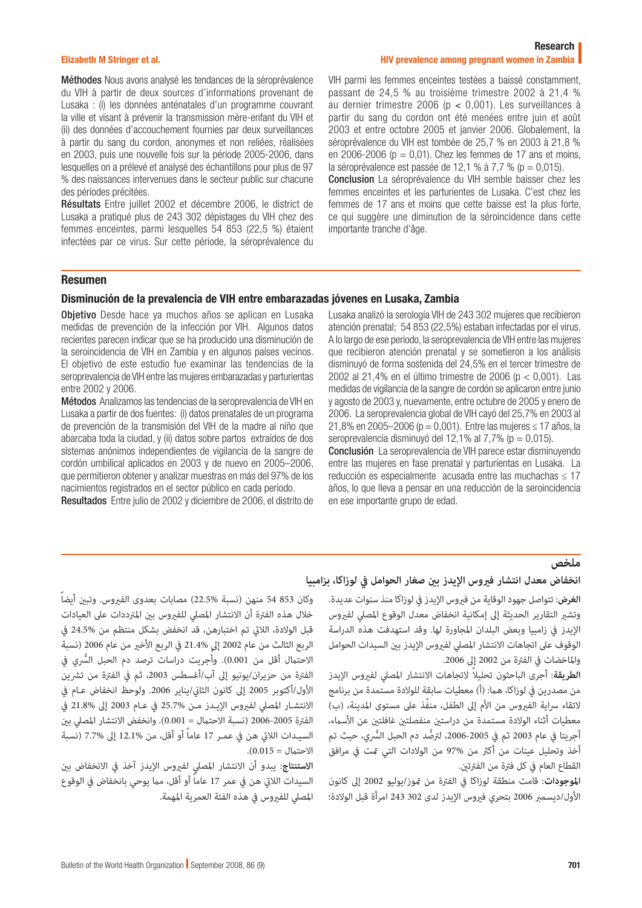**Méthodes** Nous avons analysé les tendances de la séroprévalence du VIH à partir de deux sources d'informations provenant de Lusaka : (i) les données anténatales d'un programme couvrant la ville et visant à prévenir la transmission mère-enfant du VIH et (ii) des données d'accouchement fournies par deux surveillances à partir du sang du cordon, anonymes et non reliées, réalisées en 2003, puis une nouvelle fois sur la période 2005-2006, dans lesquelles on a prélevé et analysé des échantillons pour plus de 97 % des naissances intervenues dans le secteur public sur chacune des périodes précitées.

**Résultats** Entre juillet 2002 et décembre 2006, le district de Lusaka a pratiqué plus de 243 302 dépistages du VIH chez des femmes enceintes, parmi lesquelles 54 853 (22,5 %) étaient infectées par ce virus. Sur cette période, la séroprévalence du VIH parmi les femmes enceintes testées a baissé constamment, passant de 24,5 % au troisième trimestre 2002 à 21,4 % au dernier trimestre 2006 ($p < 0,001$). Les surveillances à partir du sang du cordon ont été menées entre juin et août 2003 et entre octobre 2005 et janvier 2006. Globalement, la séroprévalence du VIH est tombée de 25,7 % en 2003 à 21,8 % en 2006-2006 ($p = 0,01$). Chez les femmes de 17 ans et moins, la séroprévalence est passée de 12,1 % à 7,7 % ($p = 0,015$).

**Conclusion** La séroprévalence du VIH semble baisser chez les femmes enceintes et les parturientes de Lusaka. C'est chez les femmes de 17 ans et moins que cette baisse est la plus forte, ce qui suggère une diminution de la séroincidence dans cette importante tranche d'âge.

## Resumen

### Disminución de la prevalencia de VIH entre embarazadas jóvenes en Lusaka, Zambia

**Objetivo** Desde hace ya muchos años se aplican en Lusaka medidas de prevención de la infección por VIH. Algunos datos recientes parecen indicar que se ha producido una disminución de la seroincidencia de VIH en Zambia y en algunos países vecinos. El objetivo de este estudio fue examinar las tendencias de la seroprevalencia de VIH entre las mujeres embarazadas y parturientas entre 2002 y 2006.

**Métodos** Analizamos las tendencias de la seroprevalencia de VIH en Lusaka a partir de dos fuentes: (i) datos prenatales de un programa de prevención de la transmisión del VIH de la madre al niño que abarcaba toda la ciudad, y (ii) datos sobre partos extraídos de dos sistemas anónimos independientes de vigilancia de la sangre de cordón umbilical aplicados en 2003 y de nuevo en 2005–2006, que permitieron obtener y analizar muestras en más del 97% de los nacimientos registrados en el sector público en cada periodo.

**Resultados** Entre julio de 2002 y diciembre de 2006, el distrito de Lusaka analizó la serología VIH de 243 302 mujeres que recibieron atención prenatal; 54 853 (22,5%) estaban infectadas por el virus. A lo largo de ese periodo, la seroprevalencia de VIH entre las mujeres que recibieron atención prenatal y se sometieron a los análisis disminuyó de forma sostenida del 24,5% en el tercer trimestre de 2002 al 21,4% en el último trimestre de 2006 ($p < 0,001$). Las medidas de vigilancia de la sangre de cordón se aplicaron entre junio y agosto de 2003 y, nuevamente, entre octubre de 2005 y enero de 2006. La seroprevalencia global de VIH cayó del 25,7% en 2003 al 21,8% en 2005–2006 ($p = 0,001$). Entre las mujeres $\leq 17$ años, la seroprevalencia disminuyó del 12,1% al 7,7% ($p = 0,015$).

**Conclusión** La seroprevalencia de VIH parece estar disminuyendo entre las mujeres en fase prenatal y parturientas en Lusaka. La reducción es especialmente acusada entre las muchachas $\leq 17$ años, lo que lleva a pensar en una reducción de la seroincidencia en ese importante grupo de edad.

## ملخص

### انخفاض معدل انتشار فيروس الإيدز بين صغار الحوامل في لوزاكا، بزامبيا

**الغرض**: تتواصل جهود الوقاية من فيروس الإيدز في لوزاكا منذ سنوات عديدة. وتشير التقارير الحديثة إلى إمكانية انخفاض معدل الوقوع المصلي لفيروس الإيدز في زامبيا وبعض البلدان المجاورة لها. وقد استهدفت هذه الدراسة الوقوف على اتجاهات الانتشار المصلي لفيروس الإيدز بين السيدات الحوامل والماخضات في الفترة من 2002 إلى 2006.

**الطريقة**: أجرى الباحثون تحليلاً لاتجاهات الانتشار المصلي لفيروس الإيدز من مصدرين في لوزاكا، هما: (أ) معطيات سابقة للولادة مستمدة من برنامج لاتقاء سراية الفيروس من الأم إلى الطفل، منفَّذ على مستوى المدينة، (ب) معطيات أثناء الولادة مستمدة من دراستين منفصلتين غافلتين عن الأسماء، أجريتا في عام 2003 ثم في 2005-2006، لترصُّد دم الحبل السُّري، حيث تم أخذ وتحليل عينات من أكثر من 97% من الولادات التي تمت في مرافق القطاع العام في كل فترة من الفترتين.

**الموجودات**: قامت منطقة لوزاكا في الفترة من تموز/يوليو 2002 إلى كانون الأول/ديسمبر 2006 بتحري فيروس الإيدز لدى 302 243 امرأة قبل الولادة؛ وكان 853 54 منهن (نسبة 22.5%) مصابات بعدوى الفيروس. وتبين أيضاً خلال هذه الفترة أن الانتشار المصلي للفيروس بين المترددات على العيادات قبل الولادة، اللاتي تم اختبارهن، قد انخفض بشكل منتظم من 24.5% في الربع الثالث من عام 2002 إلى 21.4% في الربع الأخير من عام 2006 (نسبة الاحتمال أقل من 0.001). وأجريت دراسات ترصد دم الحبل السُّري في الفترة من حزيران/يونيو إلى آب/أغسطس 2003، ثم في الفترة من تشرين الأول/أكتوبر 2005 إلى كانون الثاني/يناير 2006. ولوحظ انخفاض عام في الانتشار المصلي لفيروس الإيدز من 25.7% في عام 2003 إلى 21.8% في الفترة 2005-2006 (نسبة الاحتمال = 0.001). وانخفض الانتشار المصلي بين السيدات اللاتي هن في عمر 17 عاماً أو أقل، من 12.1% إلى 7.7% (نسبة الاحتمال = 0.015).

**الاستنتاج**: يبدو أن الانتشار المصلي لفيروس الإيدز آخذ في الانخفاض بين السيدات اللاتي هن في عمر 17 عاماً أو أقل، مما يوحي بانخفاض في الوقوع المصلي للفيروس في هذه الفئة العمرية المهمة.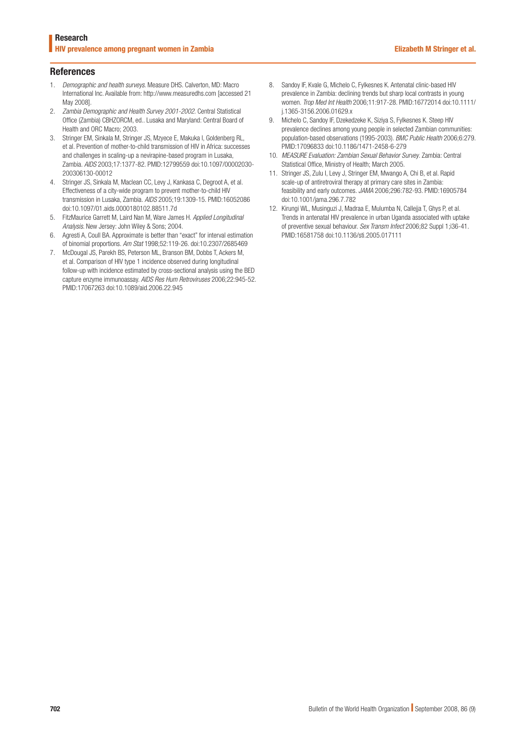## References

1. *Demographic and health surveys.* Measure DHS. Calverton, MD: Macro International Inc. Available from: http://www.measuredhs.com [accessed 21 May 2008].
2. *Zambia Demographic and Health Survey 2001-2002.* Central Statistical Office (Zambia) CBHZORCM, ed.. Lusaka and Maryland: Central Board of Health and ORC Macro; 2003.
3. Stringer EM, Sinkala M, Stringer JS, Mzyece E, Makuka I, Goldenberg RL, et al. Prevention of mother-to-child transmission of HIV in Africa: successes and challenges in scaling-up a nevirapine-based program in Lusaka, Zambia. *AIDS* 2003;17:1377-82. PMID:12799559 doi:10.1097/00002030-200306130-00012
4. Stringer JS, Sinkala M, Maclean CC, Levy J, Kankasa C, Degroot A, et al. Effectiveness of a city-wide program to prevent mother-to-child HIV transmission in Lusaka, Zambia. *AIDS* 2005;19:1309-15. PMID:16052086 doi:10.1097/01.aids.0000180102.88511.7d
5. FitzMaurice Garrett M, Laird Nan M, Ware James H. *Applied Longitudinal Analysis.* New Jersey: John Wiley & Sons; 2004.
6. Agresti A, Coull BA. Approximate is better than "exact" for interval estimation of binomial proportions. *Am Stat* 1998;52:119-26. doi:10.2307/2685469
7. McDougal JS, Parekh BS, Peterson ML, Branson BM, Dobbs T, Ackers M, et al. Comparison of HIV type 1 incidence observed during longitudinal follow-up with incidence estimated by cross-sectional analysis using the BED capture enzyme immunoassay. *AIDS Res Hum Retroviruses* 2006;22:945-52. PMID:17067263 doi:10.1089/aid.2006.22.945
8. Sandoy IF, Kvale G, Michelo C, Fylkesnes K. Antenatal clinic-based HIV prevalence in Zambia: declining trends but sharp local contrasts in young women. *Trop Med Int Health* 2006;11:917-28. PMID:16772014 doi:10.1111/j.1365-3156.2006.01629.x
9. Michelo C, Sandoy IF, Dzekedzeke K, Siziya S, Fylkesnes K. Steep HIV prevalence declines among young people in selected Zambian communities: population-based observations (1995-2003). *BMC Public Health* 2006;6:279. PMID:17096833 doi:10.1186/1471-2458-6-279
10. *MEASURE Evaluation: Zambian Sexual Behavior Survey.* Zambia: Central Statistical Office, Ministry of Health; March 2005.
11. Stringer JS, Zulu I, Levy J, Stringer EM, Mwango A, Chi B, et al. Rapid scale-up of antiretroviral therapy at primary care sites in Zambia: feasibility and early outcomes. *JAMA* 2006;296:782-93. PMID:16905784 doi:10.1001/jama.296.7.782
12. Kirungi WL, Musinguzi J, Madraa E, Mulumba N, Callejja T, Ghys P, et al. Trends in antenatal HIV prevalence in urban Uganda associated with uptake of preventive sexual behaviour. *Sex Transm Infect* 2006;82 Suppl 1;i36-41. PMID:16581758 doi:10.1136/sti.2005.017111